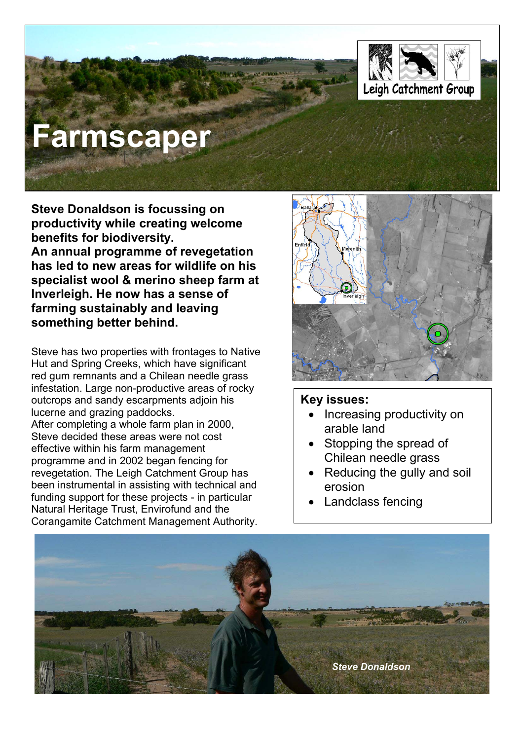# Farmscaper

Leigh Catchment Group

**Steve Donaldson is focussing on productivity while creating welcome benefits for biodiversity.**
**An annual programme of revegetation has led to new areas for wildlife on his specialist wool & merino sheep farm at Inverleigh. He now has a sense of farming sustainably and leaving something better behind.**

Steve has two properties with frontages to Native Hut and Spring Creeks, which have significant red gum remnants and a Chilean needle grass infestation. Large non-productive areas of rocky outcrops and sandy escarpments adjoin his lucerne and grazing paddocks.
After completing a whole farm plan in 2000, Steve decided these areas were not cost effective within his farm management programme and in 2002 began fencing for revegetation. The Leigh Catchment Group has been instrumental in assisting with technical and funding support for these projects - in particular Natural Heritage Trust, Envirofund and the Corangamite Catchment Management Authority.

**Key issues:**

- Increasing productivity on arable land
- Stopping the spread of Chilean needle grass
- Reducing the gully and soil erosion
- Landclass fencing

*Steve Donaldson*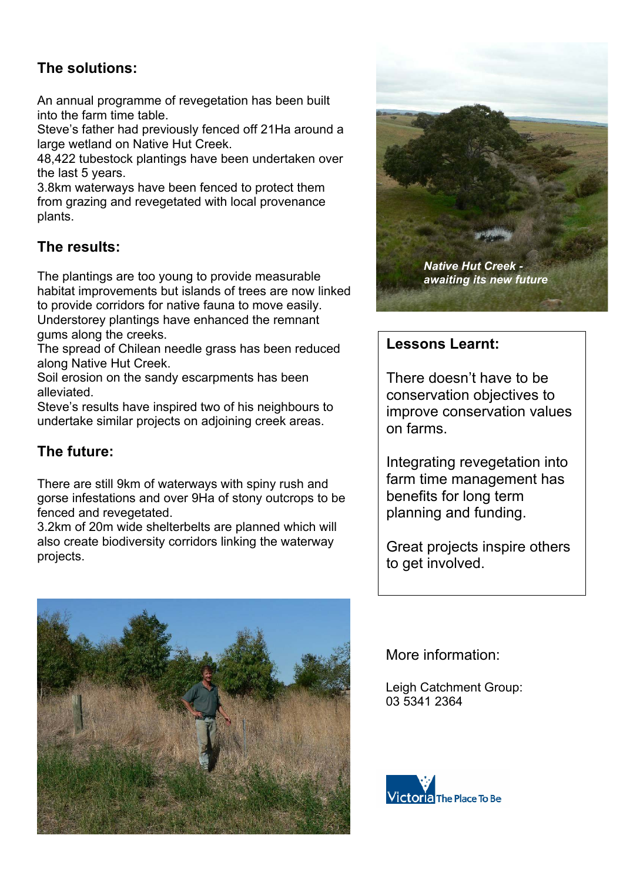## The solutions:

An annual programme of revegetation has been built into the farm time table.
Steve's father had previously fenced off 21Ha around a large wetland on Native Hut Creek.
48,422 tubestock plantings have been undertaken over the last 5 years.
3.8km waterways have been fenced to protect them from grazing and revegetated with local provenance plants.

## The results:

The plantings are too young to provide measurable habitat improvements but islands of trees are now linked to provide corridors for native fauna to move easily.
Understorey plantings have enhanced the remnant gums along the creeks.
The spread of Chilean needle grass has been reduced along Native Hut Creek.
Soil erosion on the sandy escarpments has been alleviated.
Steve's results have inspired two of his neighbours to undertake similar projects on adjoining creek areas.

## The future:

There are still 9km of waterways with spiny rush and gorse infestations and over 9Ha of stony outcrops to be fenced and revegetated.
3.2km of 20m wide shelterbelts are planned which will also create biodiversity corridors linking the waterway projects.

***Native Hut Creek - awaiting its new future***

## Lessons Learnt:

There doesn't have to be conservation objectives to improve conservation values on farms.

Integrating revegetation into farm time management has benefits for long term planning and funding.

Great projects inspire others to get involved.

More information:

Leigh Catchment Group:
03 5341 2364

Victoria The Place To Be